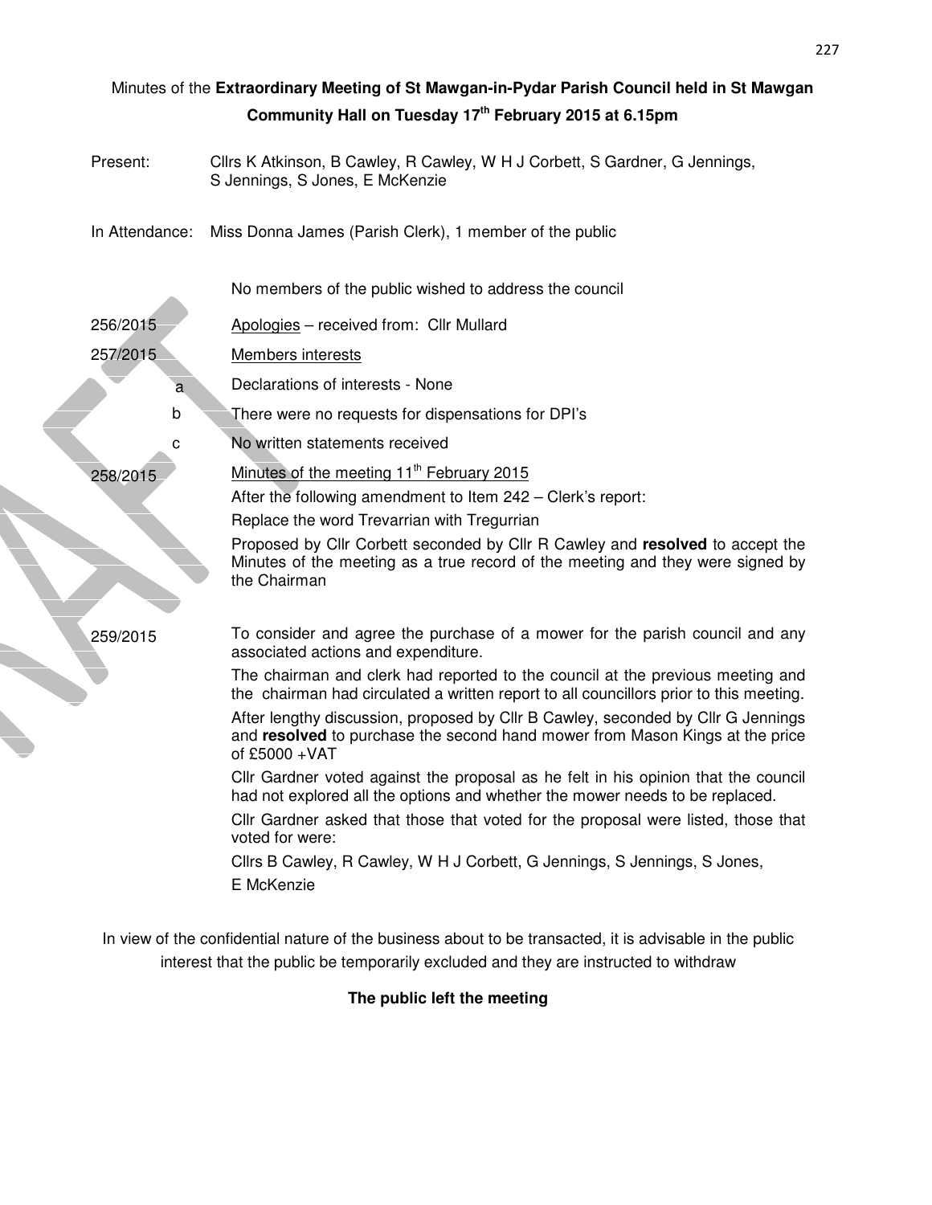Minutes of the **Extraordinary Meeting of St Mawgan-in-Pydar Parish Council held in St Mawgan Community Hall on Tuesday 17th February 2015 at 6.15pm**

Present: Cllrs K Atkinson, B Cawley, R Cawley, W H J Corbett, S Gardner, G Jennings, S Jennings, S Jones, E McKenzie

In Attendance: Miss Donna James (Parish Clerk), 1 member of the public

No members of the public wished to address the council

256/2015 Apologies – received from: Cllr Mullard

257/2015 Members interests

a. Declarations of interests - None

b. There were no requests for dispensations for DPI's

c. No written statements received

258/2015 Minutes of the meeting 11th February 2015

After the following amendment to Item 242 – Clerk's report:

Replace the word Trevarrian with Tregurrian

Proposed by Cllr Corbett seconded by Cllr R Cawley and **resolved** to accept the Minutes of the meeting as a true record of the meeting and they were signed by the Chairman

259/2015 To consider and agree the purchase of a mower for the parish council and any associated actions and expenditure.

The chairman and clerk had reported to the council at the previous meeting and the chairman had circulated a written report to all councillors prior to this meeting.

After lengthy discussion, proposed by Cllr B Cawley, seconded by Cllr G Jennings and **resolved** to purchase the second hand mower from Mason Kings at the price of £5000 +VAT

Cllr Gardner voted against the proposal as he felt in his opinion that the council had not explored all the options and whether the mower needs to be replaced.

Cllr Gardner asked that those that voted for the proposal were listed, those that voted for were:

Cllrs B Cawley, R Cawley, W H J Corbett, G Jennings, S Jennings, S Jones, E McKenzie

In view of the confidential nature of the business about to be transacted, it is advisable in the public interest that the public be temporarily excluded and they are instructed to withdraw

**The public left the meeting**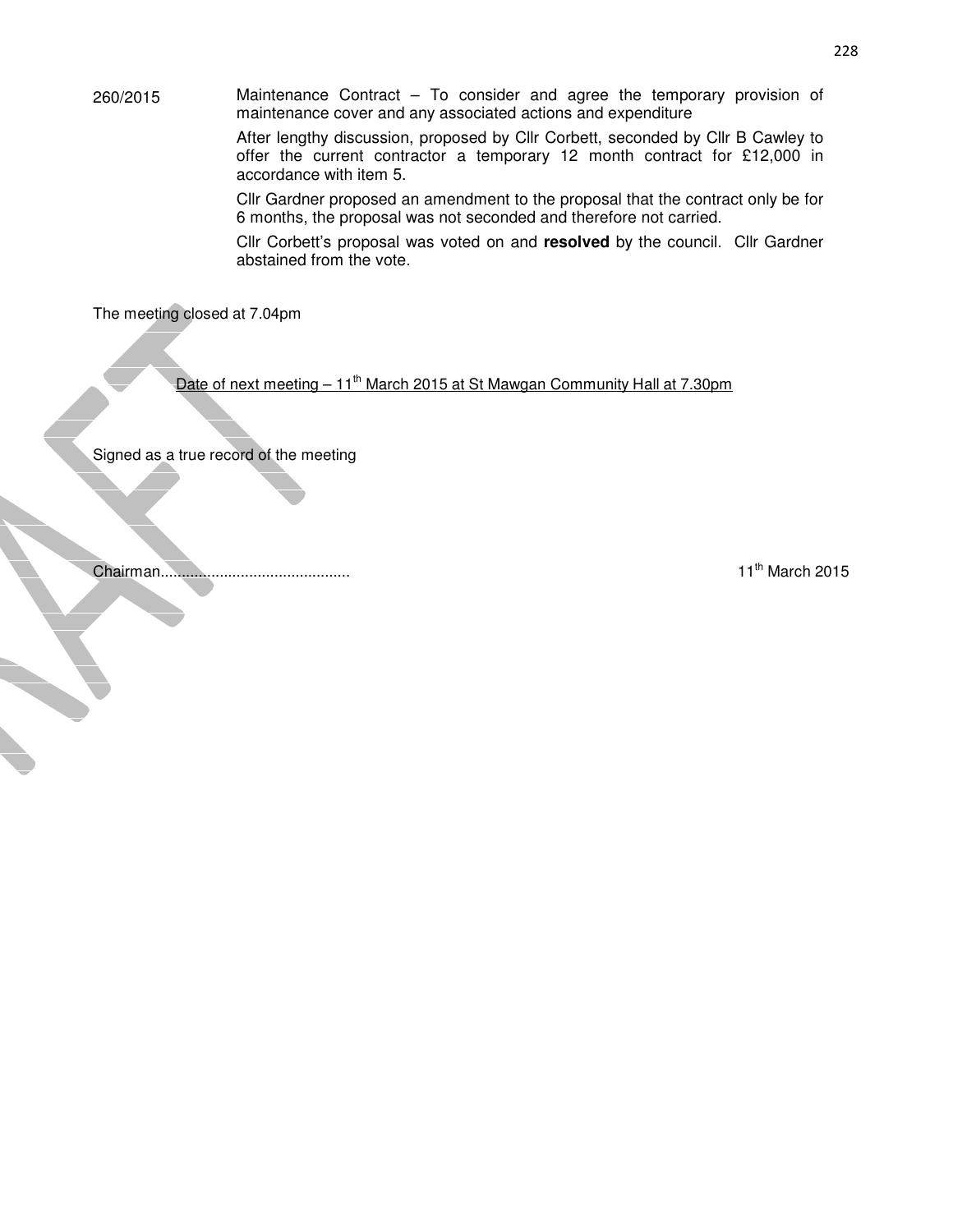260/2015 Maintenance Contract – To consider and agree the temporary provision of maintenance cover and any associated actions and expenditure

After lengthy discussion, proposed by Cllr Corbett, seconded by Cllr B Cawley to offer the current contractor a temporary 12 month contract for £12,000 in accordance with item 5.

Cllr Gardner proposed an amendment to the proposal that the contract only be for 6 months, the proposal was not seconded and therefore not carried.

Cllr Corbett's proposal was voted on and **resolved** by the council. Cllr Gardner abstained from the vote.

The meeting closed at 7.04pm

Date of next meeting – 11th March 2015 at St Mawgan Community Hall at 7.30pm

Signed as a true record of the meeting

Chairman.............................................                                        11th March 2015